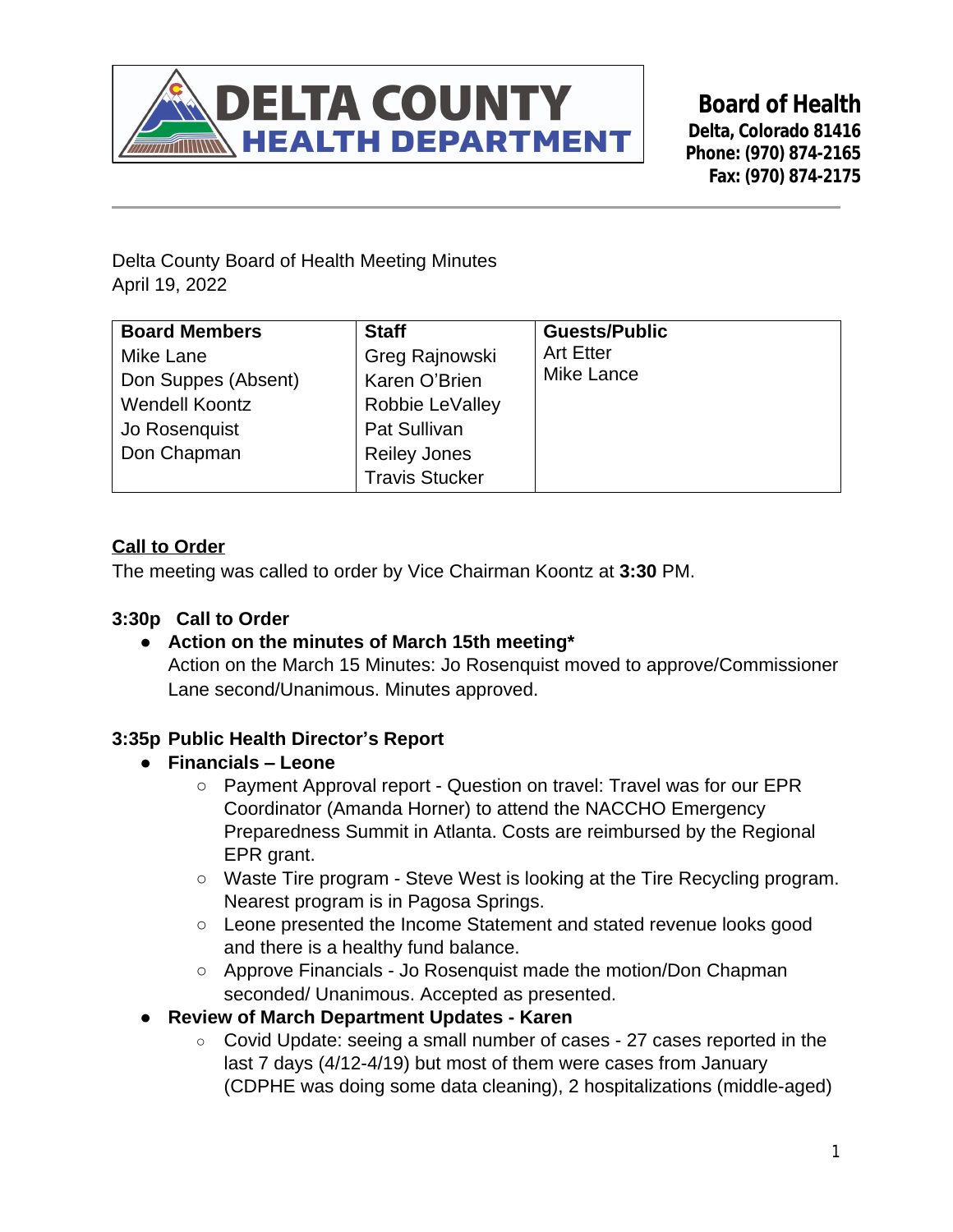**DELTA COUNTY HEALTH DEPARTMENT**

**Board of Health**
**Delta, Colorado 81416**
**Phone: (970) 874-2165**
**Fax: (970) 874-2175**

---

Delta County Board of Health Meeting Minutes
April 19, 2022

| Board Members | Staff | Guests/Public |
|---|---|---|
| Mike Lane<br>Don Suppes (Absent)<br>Wendell Koontz<br>Jo Rosenquist<br>Don Chapman | Greg Rajnowski<br>Karen O'Brien<br>Robbie LeValley<br>Pat Sullivan<br>Reiley Jones<br>Travis Stucker | Art Etter<br>Mike Lance |

**Call to Order**

The meeting was called to order by Vice Chairman Koontz at **3:30** PM.

**3:30p Call to Order**

- **Action on the minutes of March 15th meeting***
  Action on the March 15 Minutes: Jo Rosenquist moved to approve/Commissioner Lane second/Unanimous. Minutes approved.

**3:35p Public Health Director's Report**

- **Financials – Leone**
  - Payment Approval report - Question on travel: Travel was for our EPR Coordinator (Amanda Horner) to attend the NACCHO Emergency Preparedness Summit in Atlanta. Costs are reimbursed by the Regional EPR grant.
  - Waste Tire program - Steve West is looking at the Tire Recycling program. Nearest program is in Pagosa Springs.
  - Leone presented the Income Statement and stated revenue looks good and there is a healthy fund balance.
  - Approve Financials - Jo Rosenquist made the motion/Don Chapman seconded/ Unanimous. Accepted as presented.
- **Review of March Department Updates - Karen**
  - Covid Update: seeing a small number of cases - 27 cases reported in the last 7 days (4/12-4/19) but most of them were cases from January (CDPHE was doing some data cleaning), 2 hospitalizations (middle-aged)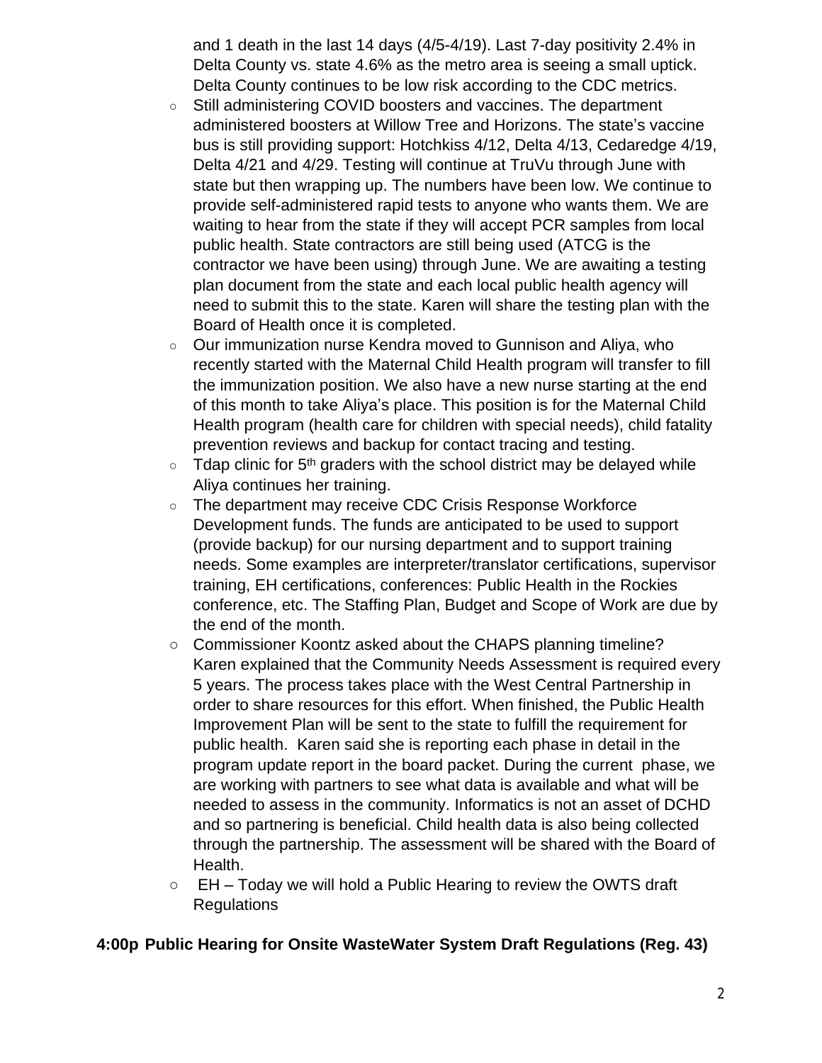and 1 death in the last 14 days (4/5-4/19). Last 7-day positivity 2.4% in Delta County vs. state 4.6% as the metro area is seeing a small uptick. Delta County continues to be low risk according to the CDC metrics.

- Still administering COVID boosters and vaccines. The department administered boosters at Willow Tree and Horizons. The state's vaccine bus is still providing support: Hotchkiss 4/12, Delta 4/13, Cedaredge 4/19, Delta 4/21 and 4/29. Testing will continue at TruVu through June with state but then wrapping up. The numbers have been low. We continue to provide self-administered rapid tests to anyone who wants them. We are waiting to hear from the state if they will accept PCR samples from local public health. State contractors are still being used (ATCG is the contractor we have been using) through June. We are awaiting a testing plan document from the state and each local public health agency will need to submit this to the state. Karen will share the testing plan with the Board of Health once it is completed.
- Our immunization nurse Kendra moved to Gunnison and Aliya, who recently started with the Maternal Child Health program will transfer to fill the immunization position. We also have a new nurse starting at the end of this month to take Aliya's place. This position is for the Maternal Child Health program (health care for children with special needs), child fatality prevention reviews and backup for contact tracing and testing.
- Tdap clinic for 5th graders with the school district may be delayed while Aliya continues her training.
- The department may receive CDC Crisis Response Workforce Development funds. The funds are anticipated to be used to support (provide backup) for our nursing department and to support training needs. Some examples are interpreter/translator certifications, supervisor training, EH certifications, conferences: Public Health in the Rockies conference, etc. The Staffing Plan, Budget and Scope of Work are due by the end of the month.
- Commissioner Koontz asked about the CHAPS planning timeline? Karen explained that the Community Needs Assessment is required every 5 years. The process takes place with the West Central Partnership in order to share resources for this effort. When finished, the Public Health Improvement Plan will be sent to the state to fulfill the requirement for public health. Karen said she is reporting each phase in detail in the program update report in the board packet. During the current phase, we are working with partners to see what data is available and what will be needed to assess in the community. Informatics is not an asset of DCHD and so partnering is beneficial. Child health data is also being collected through the partnership. The assessment will be shared with the Board of Health.
- EH – Today we will hold a Public Hearing to review the OWTS draft Regulations

**4:00p Public Hearing for Onsite WasteWater System Draft Regulations (Reg. 43)**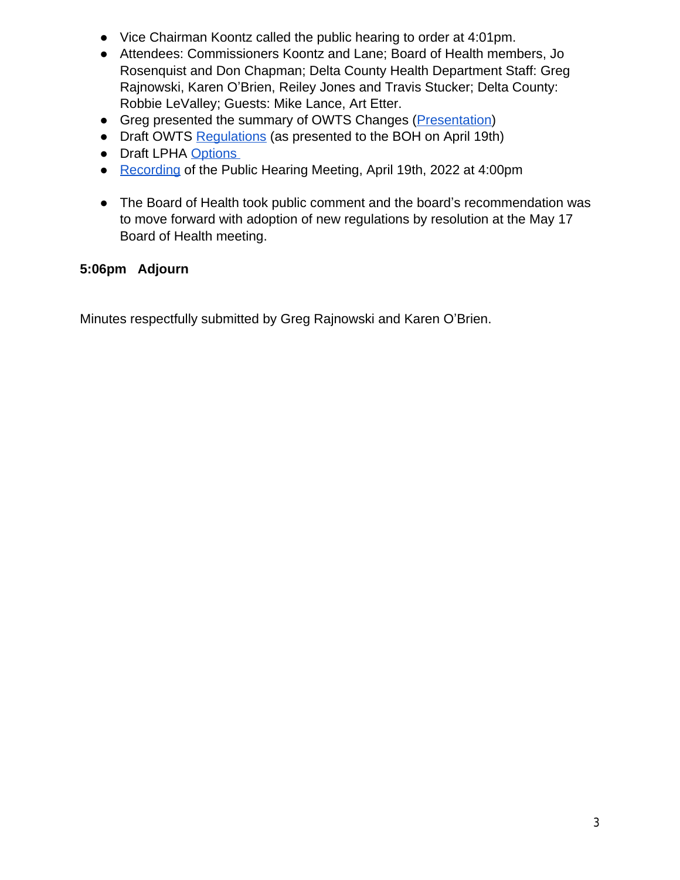- Vice Chairman Koontz called the public hearing to order at 4:01pm.
- Attendees: Commissioners Koontz and Lane; Board of Health members, Jo Rosenquist and Don Chapman; Delta County Health Department Staff: Greg Rajnowski, Karen O'Brien, Reiley Jones and Travis Stucker; Delta County: Robbie LeValley; Guests: Mike Lance, Art Etter.
- Greg presented the summary of OWTS Changes (Presentation)
- Draft OWTS Regulations (as presented to the BOH on April 19th)
- Draft LPHA Options
- Recording of the Public Hearing Meeting, April 19th, 2022 at 4:00pm

- The Board of Health took public comment and the board's recommendation was to move forward with adoption of new regulations by resolution at the May 17 Board of Health meeting.

**5:06pm Adjourn**

Minutes respectfully submitted by Greg Rajnowski and Karen O'Brien.